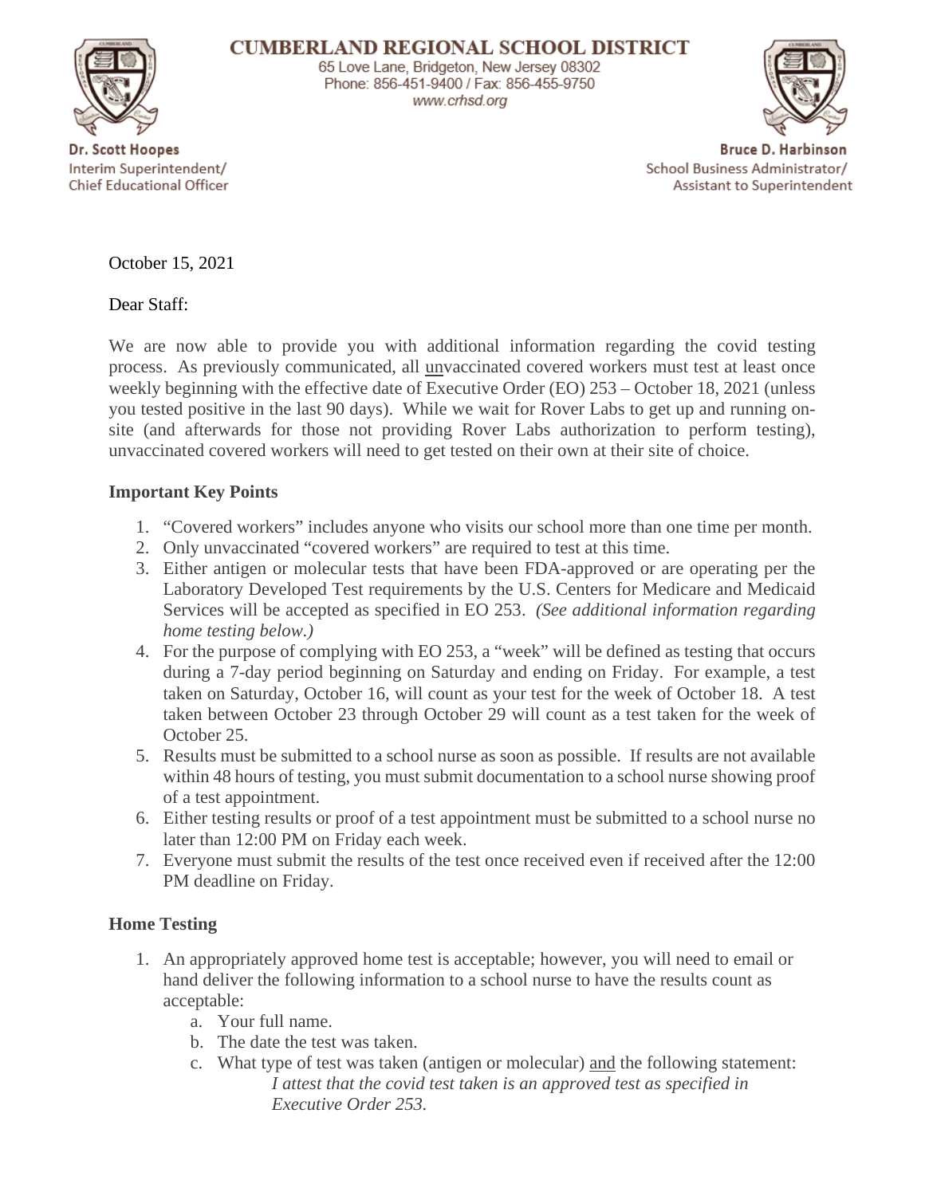# CUMBERLAND REGIONAL SCHOOL DISTRICT

65 Love Lane, Bridgeton, New Jersey 08302
Phone: 856-451-9400 / Fax: 856-455-9750
www.crhsd.org

**Dr. Scott Hoopes**
Interim Superintendent/
Chief Educational Officer

**Bruce D. Harbinson**
School Business Administrator/
Assistant to Superintendent

October 15, 2021

Dear Staff:

We are now able to provide you with additional information regarding the covid testing process. As previously communicated, all <u>un</u>vaccinated covered workers must test at least once weekly beginning with the effective date of Executive Order (EO) 253 – October 18, 2021 (unless you tested positive in the last 90 days). While we wait for Rover Labs to get up and running on-site (and afterwards for those not providing Rover Labs authorization to perform testing), unvaccinated covered workers will need to get tested on their own at their site of choice.

**Important Key Points**

1. "Covered workers" includes anyone who visits our school more than one time per month.
2. Only unvaccinated "covered workers" are required to test at this time.
3. Either antigen or molecular tests that have been FDA-approved or are operating per the Laboratory Developed Test requirements by the U.S. Centers for Medicare and Medicaid Services will be accepted as specified in EO 253. *(See additional information regarding home testing below.)*
4. For the purpose of complying with EO 253, a "week" will be defined as testing that occurs during a 7-day period beginning on Saturday and ending on Friday. For example, a test taken on Saturday, October 16, will count as your test for the week of October 18. A test taken between October 23 through October 29 will count as a test taken for the week of October 25.
5. Results must be submitted to a school nurse as soon as possible. If results are not available within 48 hours of testing, you must submit documentation to a school nurse showing proof of a test appointment.
6. Either testing results or proof of a test appointment must be submitted to a school nurse no later than 12:00 PM on Friday each week.
7. Everyone must submit the results of the test once received even if received after the 12:00 PM deadline on Friday.

**Home Testing**

1. An appropriately approved home test is acceptable; however, you will need to email or hand deliver the following information to a school nurse to have the results count as acceptable:
   a. Your full name.
   b. The date the test was taken.
   c. What type of test was taken (antigen or molecular) <u>and</u> the following statement:
      *I attest that the covid test taken is an approved test as specified in Executive Order 253.*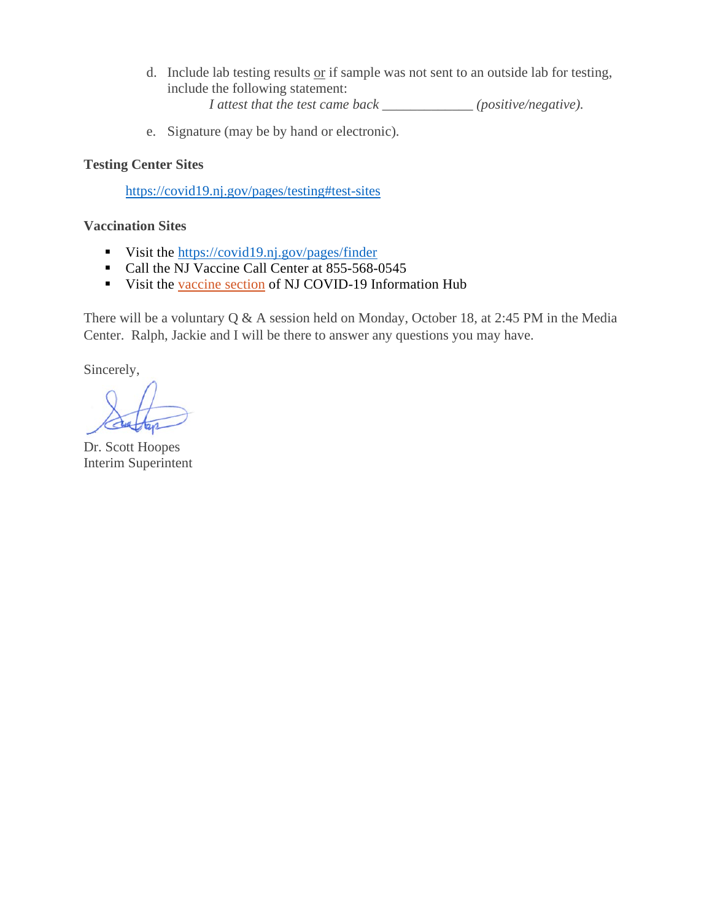d. Include lab testing results <u>or</u> if sample was not sent to an outside lab for testing, include the following statement:

*I attest that the test came back _____________ (positive/negative).*

e. Signature (may be by hand or electronic).

**Testing Center Sites**

https://covid19.nj.gov/pages/testing#test-sites

**Vaccination Sites**

- Visit the https://covid19.nj.gov/pages/finder
- Call the NJ Vaccine Call Center at 855-568-0545
- Visit the vaccine section of NJ COVID-19 Information Hub

There will be a voluntary Q & A session held on Monday, October 18, at 2:45 PM in the Media Center. Ralph, Jackie and I will be there to answer any questions you may have.

Sincerely,

Dr. Scott Hoopes
Interim Superintent